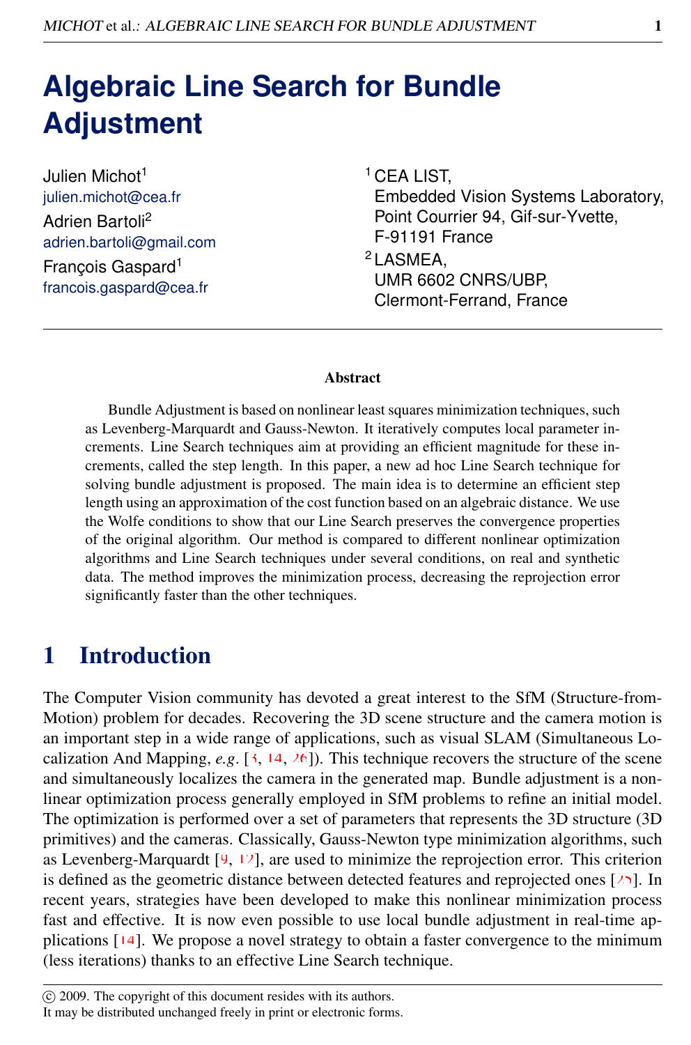# Algebraic Line Search for Bundle Adjustment

Julien Michot[1]
julien.michot@cea.fr

Adrien Bartoli[2]
adrien.bartoli@gmail.com

François Gaspard[1]
francois.gaspard@cea.fr

[1] CEA LIST,
Embedded Vision Systems Laboratory,
Point Courrier 94, Gif-sur-Yvette,
F-91191 France

[2] LASMEA,
UMR 6602 CNRS/UBP,
Clermont-Ferrand, France

**Abstract**

Bundle Adjustment is based on nonlinear least squares minimization techniques, such as Levenberg-Marquardt and Gauss-Newton. It iteratively computes local parameter increments. Line Search techniques aim at providing an efficient magnitude for these increments, called the step length. In this paper, a new ad hoc Line Search technique for solving bundle adjustment is proposed. The main idea is to determine an efficient step length using an approximation of the cost function based on an algebraic distance. We use the Wolfe conditions to show that our Line Search preserves the convergence properties of the original algorithm. Our method is compared to different nonlinear optimization algorithms and Line Search techniques under several conditions, on real and synthetic data. The method improves the minimization process, decreasing the reprojection error significantly faster than the other techniques.

## 1 Introduction

The Computer Vision community has devoted a great interest to the SfM (Structure-from-Motion) problem for decades. Recovering the 3D scene structure and the camera motion is an important step in a wide range of applications, such as visual SLAM (Simultaneous Localization And Mapping, *e.g.* [3, 14, 26]). This technique recovers the structure of the scene and simultaneously localizes the camera in the generated map. Bundle adjustment is a non-linear optimization process generally employed in SfM problems to refine an initial model. The optimization is performed over a set of parameters that represents the 3D structure (3D primitives) and the cameras. Classically, Gauss-Newton type minimization algorithms, such as Levenberg-Marquardt [9, 17], are used to minimize the reprojection error. This criterion is defined as the geometric distance between detected features and reprojected ones [25]. In recent years, strategies have been developed to make this nonlinear minimization process fast and effective. It is now even possible to use local bundle adjustment in real-time applications [14]. We propose a novel strategy to obtain a faster convergence to the minimum (less iterations) thanks to an effective Line Search technique.

© 2009. The copyright of this document resides with its authors.
It may be distributed unchanged freely in print or electronic forms.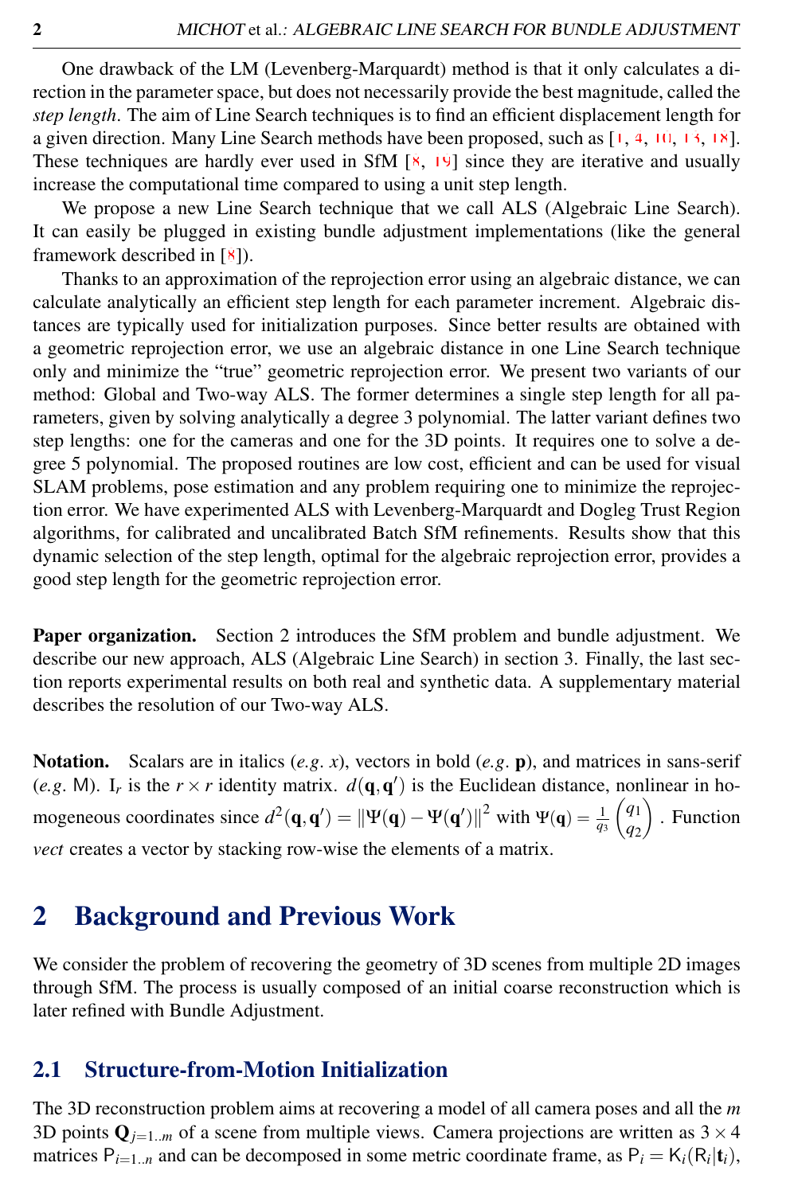One drawback of the LM (Levenberg-Marquardt) method is that it only calculates a direction in the parameter space, but does not necessarily provide the best magnitude, called the *step length*. The aim of Line Search techniques is to find an efficient displacement length for a given direction. Many Line Search methods have been proposed, such as [1, 4, 10, 13, 18]. These techniques are hardly ever used in SfM [8, 19] since they are iterative and usually increase the computational time compared to using a unit step length.

We propose a new Line Search technique that we call ALS (Algebraic Line Search). It can easily be plugged in existing bundle adjustment implementations (like the general framework described in [8]).

Thanks to an approximation of the reprojection error using an algebraic distance, we can calculate analytically an efficient step length for each parameter increment. Algebraic distances are typically used for initialization purposes. Since better results are obtained with a geometric reprojection error, we use an algebraic distance in one Line Search technique only and minimize the "true" geometric reprojection error. We present two variants of our method: Global and Two-way ALS. The former determines a single step length for all parameters, given by solving analytically a degree 3 polynomial. The latter variant defines two step lengths: one for the cameras and one for the 3D points. It requires one to solve a degree 5 polynomial. The proposed routines are low cost, efficient and can be used for visual SLAM problems, pose estimation and any problem requiring one to minimize the reprojection error. We have experimented ALS with Levenberg-Marquardt and Dogleg Trust Region algorithms, for calibrated and uncalibrated Batch SfM refinements. Results show that this dynamic selection of the step length, optimal for the algebraic reprojection error, provides a good step length for the geometric reprojection error.

**Paper organization.** Section 2 introduces the SfM problem and bundle adjustment. We describe our new approach, ALS (Algebraic Line Search) in section 3. Finally, the last section reports experimental results on both real and synthetic data. A supplementary material describes the resolution of our Two-way ALS.

**Notation.** Scalars are in italics (*e.g.* $x$), vectors in bold (*e.g.* $\mathbf{p}$), and matrices in sans-serif (*e.g.* $\mathsf{M}$). $\mathsf{I}_r$ is the $r \times r$ identity matrix. $d(\mathbf{q}, \mathbf{q}')$ is the Euclidean distance, nonlinear in homogeneous coordinates since $d^2(\mathbf{q}, \mathbf{q}') = \|\Psi(\mathbf{q}) - \Psi(\mathbf{q}')\|^2$ with $\Psi(\mathbf{q}) = \frac{1}{q_3}\begin{pmatrix} q_1 \\ q_2 \end{pmatrix}$. Function *vect* creates a vector by stacking row-wise the elements of a matrix.

## 2 Background and Previous Work

We consider the problem of recovering the geometry of 3D scenes from multiple 2D images through SfM. The process is usually composed of an initial coarse reconstruction which is later refined with Bundle Adjustment.

### 2.1 Structure-from-Motion Initialization

The 3D reconstruction problem aims at recovering a model of all camera poses and all the $m$ 3D points $\mathbf{Q}_{j=1..m}$ of a scene from multiple views. Camera projections are written as $3 \times 4$ matrices $\mathsf{P}_{i=1..n}$ and can be decomposed in some metric coordinate frame, as $\mathsf{P}_i = \mathsf{K}_i(\mathsf{R}_i|\mathbf{t}_i)$,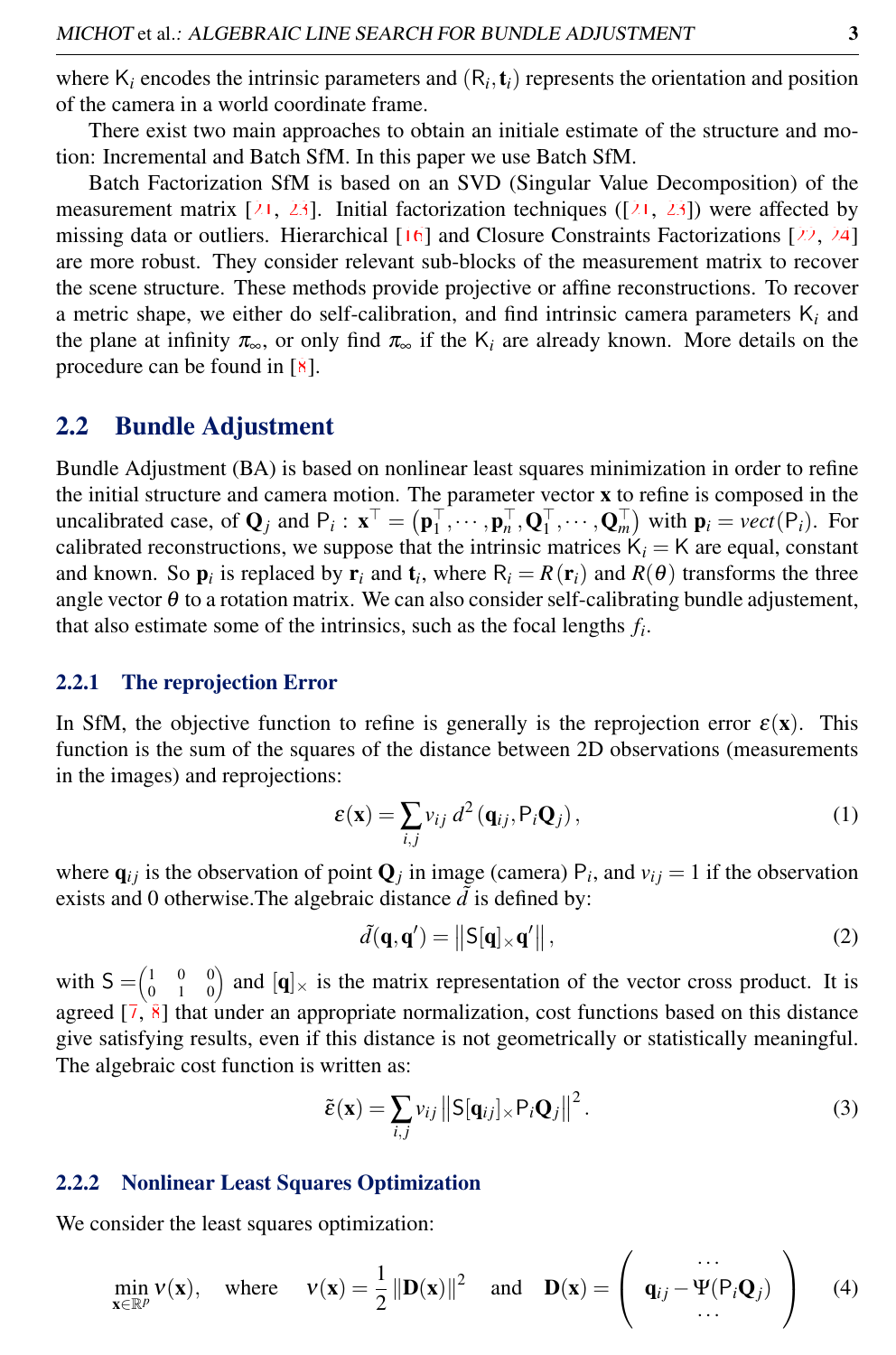where $\mathsf{K}_i$ encodes the intrinsic parameters and $(\mathsf{R}_i, \mathbf{t}_i)$ represents the orientation and position of the camera in a world coordinate frame.

There exist two main approaches to obtain an initiale estimate of the structure and motion: Incremental and Batch SfM. In this paper we use Batch SfM.

Batch Factorization SfM is based on an SVD (Singular Value Decomposition) of the measurement matrix [21, 23]. Initial factorization techniques ([21, 23]) were affected by missing data or outliers. Hierarchical [16] and Closure Constraints Factorizations [22, 24] are more robust. They consider relevant sub-blocks of the measurement matrix to recover the scene structure. These methods provide projective or affine reconstructions. To recover a metric shape, we either do self-calibration, and find intrinsic camera parameters $\mathsf{K}_i$ and the plane at infinity $\pi_\infty$, or only find $\pi_\infty$ if the $\mathsf{K}_i$ are already known. More details on the procedure can be found in [8].

## 2.2 Bundle Adjustment

Bundle Adjustment (BA) is based on nonlinear least squares minimization in order to refine the initial structure and camera motion. The parameter vector $\mathbf{x}$ to refine is composed in the uncalibrated case, of $\mathbf{Q}_j$ and $\mathsf{P}_i$ : $\mathbf{x}^\top = \left(\mathbf{p}_1^\top, \cdots, \mathbf{p}_n^\top, \mathbf{Q}_1^\top, \cdots, \mathbf{Q}_m^\top\right)$ with $\mathbf{p}_i = vect(\mathsf{P}_i)$. For calibrated reconstructions, we suppose that the intrinsic matrices $\mathsf{K}_i = \mathsf{K}$ are equal, constant and known. So $\mathbf{p}_i$ is replaced by $\mathbf{r}_i$ and $\mathbf{t}_i$, where $\mathsf{R}_i = R(\mathbf{r}_i)$ and $R(\theta)$ transforms the three angle vector $\theta$ to a rotation matrix. We can also consider self-calibrating bundle adjustement, that also estimate some of the intrinsics, such as the focal lengths $f_i$.

### 2.2.1 The reprojection Error

In SfM, the objective function to refine is generally is the reprojection error $\varepsilon(\mathbf{x})$. This function is the sum of the squares of the distance between 2D observations (measurements in the images) and reprojections:

$$\varepsilon(\mathbf{x}) = \sum_{i,j} v_{ij}\, d^2\left(\mathbf{q}_{ij}, \mathsf{P}_i \mathbf{Q}_j\right), \tag{1}$$

where $\mathbf{q}_{ij}$ is the observation of point $\mathbf{Q}_j$ in image (camera) $\mathsf{P}_i$, and $v_{ij} = 1$ if the observation exists and 0 otherwise.The algebraic distance $\tilde{d}$ is defined by:

$$\tilde{d}(\mathbf{q}, \mathbf{q}') = \left\| \mathsf{S}[\mathbf{q}]_\times \mathbf{q}' \right\|, \tag{2}$$

with $\mathsf{S} = \begin{pmatrix} 1 & 0 & 0 \\ 0 & 1 & 0 \end{pmatrix}$ and $[\mathbf{q}]_\times$ is the matrix representation of the vector cross product. It is agreed [7, 8] that under an appropriate normalization, cost functions based on this distance give satisfying results, even if this distance is not geometrically or statistically meaningful. The algebraic cost function is written as:

$$\tilde{\varepsilon}(\mathbf{x}) = \sum_{i,j} v_{ij} \left\| \mathsf{S}[\mathbf{q}_{ij}]_\times \mathsf{P}_i \mathbf{Q}_j \right\|^2. \tag{3}$$

### 2.2.2 Nonlinear Least Squares Optimization

We consider the least squares optimization:

$$\min_{\mathbf{x} \in \mathbb{R}^p} \nu(\mathbf{x}), \quad \text{where} \quad \nu(\mathbf{x}) = \frac{1}{2} \|\mathbf{D}(\mathbf{x})\|^2 \quad \text{and} \quad \mathbf{D}(\mathbf{x}) = \begin{pmatrix} \cdots \\ \mathbf{q}_{ij} - \Psi(\mathsf{P}_i \mathbf{Q}_j) \\ \cdots \end{pmatrix} \tag{4}$$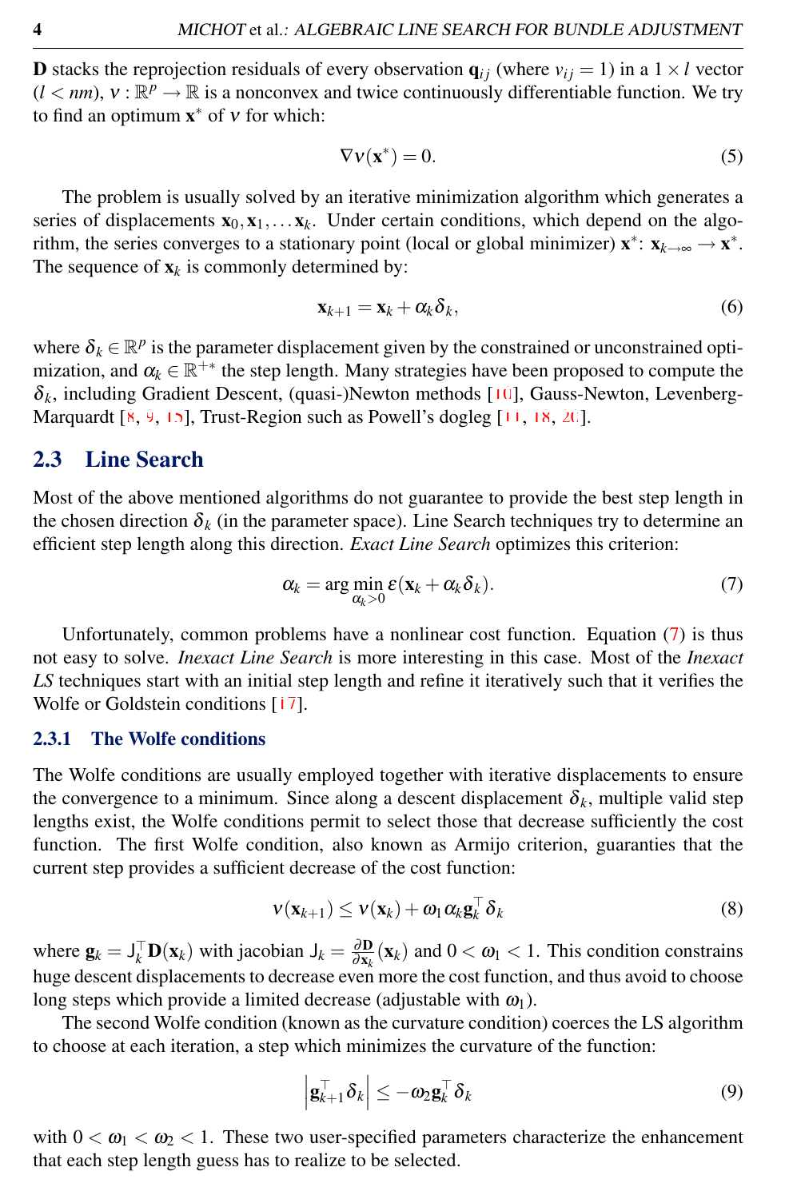$\mathbf{D}$ stacks the reprojection residuals of every observation $\mathbf{q}_{ij}$ (where $v_{ij} = 1$) in a $1 \times l$ vector ($l < nm$), $\nu : \mathbb{R}^p \rightarrow \mathbb{R}$ is a nonconvex and twice continuously differentiable function. We try to find an optimum $\mathbf{x}^*$ of $\nu$ for which:

$$\nabla \nu(\mathbf{x}^*) = 0. \tag{5}$$

The problem is usually solved by an iterative minimization algorithm which generates a series of displacements $\mathbf{x}_0, \mathbf{x}_1, \ldots \mathbf{x}_k$. Under certain conditions, which depend on the algorithm, the series converges to a stationary point (local or global minimizer) $\mathbf{x}^*$: $\mathbf{x}_{k \rightarrow \infty} \rightarrow \mathbf{x}^*$. The sequence of $\mathbf{x}_k$ is commonly determined by:

$$\mathbf{x}_{k+1} = \mathbf{x}_k + \alpha_k \delta_k, \tag{6}$$

where $\delta_k \in \mathbb{R}^p$ is the parameter displacement given by the constrained or unconstrained optimization, and $\alpha_k \in \mathbb{R}^{+*}$ the step length. Many strategies have been proposed to compute the $\delta_k$, including Gradient Descent, (quasi-)Newton methods [10], Gauss-Newton, Levenberg-Marquardt [8, 9, 15], Trust-Region such as Powell's dogleg [11, 18, 20].

## 2.3 Line Search

Most of the above mentioned algorithms do not guarantee to provide the best step length in the chosen direction $\delta_k$ (in the parameter space). Line Search techniques try to determine an efficient step length along this direction. *Exact Line Search* optimizes this criterion:

$$\alpha_k = \arg \min_{\alpha_k > 0} \varepsilon(\mathbf{x}_k + \alpha_k \delta_k). \tag{7}$$

Unfortunately, common problems have a nonlinear cost function. Equation (7) is thus not easy to solve. *Inexact Line Search* is more interesting in this case. Most of the *Inexact LS* techniques start with an initial step length and refine it iteratively such that it verifies the Wolfe or Goldstein conditions [17].

### 2.3.1 The Wolfe conditions

The Wolfe conditions are usually employed together with iterative displacements to ensure the convergence to a minimum. Since along a descent displacement $\delta_k$, multiple valid step lengths exist, the Wolfe conditions permit to select those that decrease sufficiently the cost function. The first Wolfe condition, also known as Armijo criterion, guaranties that the current step provides a sufficient decrease of the cost function:

$$\nu(\mathbf{x}_{k+1}) \leq \nu(\mathbf{x}_k) + \omega_1 \alpha_k \mathbf{g}_k^\top \delta_k \tag{8}$$

where $\mathbf{g}_k = \mathrm{J}_k^\top \mathbf{D}(\mathbf{x}_k)$ with jacobian $\mathrm{J}_k = \frac{\partial \mathbf{D}}{\partial \mathbf{x}_k}(\mathbf{x}_k)$ and $0 < \omega_1 < 1$. This condition constrains huge descent displacements to decrease even more the cost function, and thus avoid to choose long steps which provide a limited decrease (adjustable with $\omega_1$).

The second Wolfe condition (known as the curvature condition) coerces the LS algorithm to choose at each iteration, a step which minimizes the curvature of the function:

$$\left| \mathbf{g}_{k+1}^\top \delta_k \right| \leq -\omega_2 \mathbf{g}_k^\top \delta_k \tag{9}$$

with $0 < \omega_1 < \omega_2 < 1$. These two user-specified parameters characterize the enhancement that each step length guess has to realize to be selected.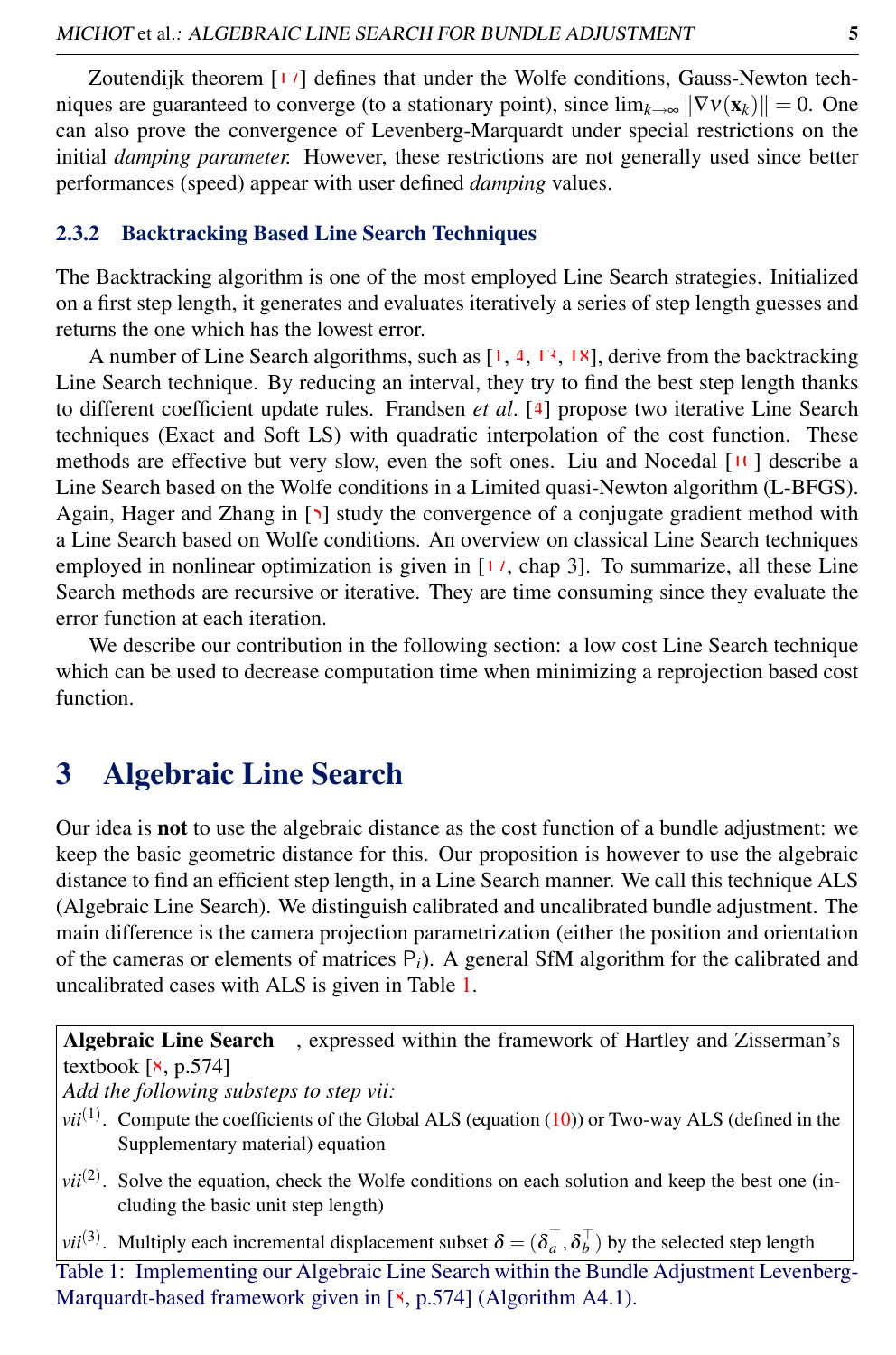Zoutendijk theorem [17] defines that under the Wolfe conditions, Gauss-Newton techniques are guaranteed to converge (to a stationary point), since $\lim_{k\to\infty} \|\nabla \nu(\mathbf{x}_k)\| = 0$. One can also prove the convergence of Levenberg-Marquardt under special restrictions on the initial *damping parameter*. However, these restrictions are not generally used since better performances (speed) appear with user defined *damping* values.

### 2.3.2 Backtracking Based Line Search Techniques

The Backtracking algorithm is one of the most employed Line Search strategies. Initialized on a first step length, it generates and evaluates iteratively a series of step length guesses and returns the one which has the lowest error.

A number of Line Search algorithms, such as [1, 4, 13, 18], derive from the backtracking Line Search technique. By reducing an interval, they try to find the best step length thanks to different coefficient update rules. Frandsen *et al*. [4] propose two iterative Line Search techniques (Exact and Soft LS) with quadratic interpolation of the cost function. These methods are effective but very slow, even the soft ones. Liu and Nocedal [10] describe a Line Search based on the Wolfe conditions in a Limited quasi-Newton algorithm (L-BFGS). Again, Hager and Zhang in [5] study the convergence of a conjugate gradient method with a Line Search based on Wolfe conditions. An overview on classical Line Search techniques employed in nonlinear optimization is given in [17, chap 3]. To summarize, all these Line Search methods are recursive or iterative. They are time consuming since they evaluate the error function at each iteration.

We describe our contribution in the following section: a low cost Line Search technique which can be used to decrease computation time when minimizing a reprojection based cost function.

# 3 Algebraic Line Search

Our idea is **not** to use the algebraic distance as the cost function of a bundle adjustment: we keep the basic geometric distance for this. Our proposition is however to use the algebraic distance to find an efficient step length, in a Line Search manner. We call this technique ALS (Algebraic Line Search). We distinguish calibrated and uncalibrated bundle adjustment. The main difference is the camera projection parametrization (either the position and orientation of the cameras or elements of matrices $\mathsf{P}_i$). A general SfM algorithm for the calibrated and uncalibrated cases with ALS is given in Table 1.

**Algebraic Line Search** , expressed within the framework of Hartley and Zisserman's textbook [8, p.574]

*Add the following substeps to step vii:*

- $vii^{(1)}$. Compute the coefficients of the Global ALS (equation (10)) or Two-way ALS (defined in the Supplementary material) equation
- $vii^{(2)}$. Solve the equation, check the Wolfe conditions on each solution and keep the best one (including the basic unit step length)
- $vii^{(3)}$. Multiply each incremental displacement subset $\delta = (\delta_a^\top, \delta_b^\top)$ by the selected step length

Table 1: Implementing our Algebraic Line Search within the Bundle Adjustment Levenberg-Marquardt-based framework given in [8, p.574] (Algorithm A4.1).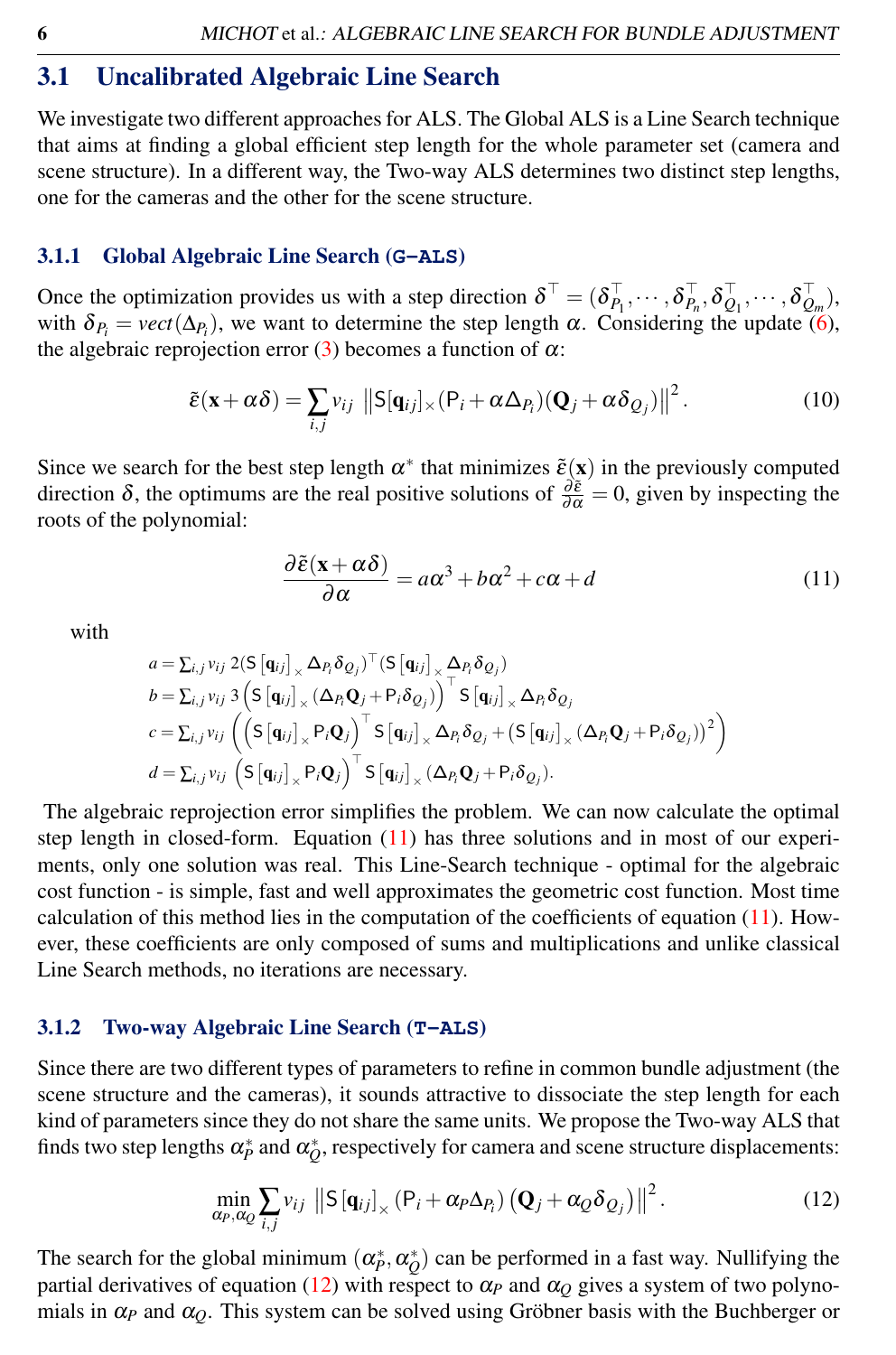## 3.1 Uncalibrated Algebraic Line Search

We investigate two different approaches for ALS. The Global ALS is a Line Search technique that aims at finding a global efficient step length for the whole parameter set (camera and scene structure). In a different way, the Two-way ALS determines two distinct step lengths, one for the cameras and the other for the scene structure.

### 3.1.1 Global Algebraic Line Search (G-ALS)

Once the optimization provides us with a step direction $\delta^\top = (\delta_{P_1}^\top, \cdots, \delta_{P_n}^\top, \delta_{Q_1}^\top, \cdots, \delta_{Q_m}^\top)$, with $\delta_{P_i} = vect(\Delta_{P_i})$, we want to determine the step length $\alpha$. Considering the update (6), the algebraic reprojection error (3) becomes a function of $\alpha$:

$$\tilde{\varepsilon}(\mathbf{x} + \alpha\delta) = \sum_{i,j} v_{ij} \left\| \mathsf{S}[\mathbf{q}_{ij}]_\times (\mathsf{P}_i + \alpha\Delta_{P_i})(\mathbf{Q}_j + \alpha\delta_{Q_j}) \right\|^2. \tag{10}$$

Since we search for the best step length $\alpha^*$ that minimizes $\tilde{\varepsilon}(\mathbf{x})$ in the previously computed direction $\delta$, the optimums are the real positive solutions of $\frac{\partial \tilde{\varepsilon}}{\partial \alpha} = 0$, given by inspecting the roots of the polynomial:

$$\frac{\partial \tilde{\varepsilon}(\mathbf{x} + \alpha\delta)}{\partial \alpha} = a\alpha^3 + b\alpha^2 + c\alpha + d \tag{11}$$

with

$$a = \textstyle\sum_{i,j} v_{ij}\, 2(\mathsf{S}\left[\mathbf{q}_{ij}\right]_\times \Delta_{P_i}\delta_{Q_j})^\top (\mathsf{S}\left[\mathbf{q}_{ij}\right]_\times \Delta_{P_i}\delta_{Q_j})$$
$$b = \textstyle\sum_{i,j} v_{ij}\, 3\left(\mathsf{S}\left[\mathbf{q}_{ij}\right]_\times (\Delta_{P_i}\mathbf{Q}_j + \mathsf{P}_i\delta_{Q_j})\right)^\top \mathsf{S}\left[\mathbf{q}_{ij}\right]_\times \Delta_{P_i}\delta_{Q_j}$$
$$c = \textstyle\sum_{i,j} v_{ij} \left(\left(\mathsf{S}\left[\mathbf{q}_{ij}\right]_\times \mathsf{P}_i\mathbf{Q}_j\right)^\top \mathsf{S}\left[\mathbf{q}_{ij}\right]_\times \Delta_{P_i}\delta_{Q_j} + (\mathsf{S}\left[\mathbf{q}_{ij}\right]_\times (\Delta_{P_i}\mathbf{Q}_j + \mathsf{P}_i\delta_{Q_j}))^2\right)$$
$$d = \textstyle\sum_{i,j} v_{ij} \left(\mathsf{S}\left[\mathbf{q}_{ij}\right]_\times \mathsf{P}_i\mathbf{Q}_j\right)^\top \mathsf{S}\left[\mathbf{q}_{ij}\right]_\times (\Delta_{P_i}\mathbf{Q}_j + \mathsf{P}_i\delta_{Q_j}).$$

The algebraic reprojection error simplifies the problem. We can now calculate the optimal step length in closed-form. Equation (11) has three solutions and in most of our experiments, only one solution was real. This Line-Search technique - optimal for the algebraic cost function - is simple, fast and well approximates the geometric cost function. Most time calculation of this method lies in the computation of the coefficients of equation (11). However, these coefficients are only composed of sums and multiplications and unlike classical Line Search methods, no iterations are necessary.

### 3.1.2 Two-way Algebraic Line Search (T-ALS)

Since there are two different types of parameters to refine in common bundle adjustment (the scene structure and the cameras), it sounds attractive to dissociate the step length for each kind of parameters since they do not share the same units. We propose the Two-way ALS that finds two step lengths $\alpha_P^*$ and $\alpha_Q^*$, respectively for camera and scene structure displacements:

$$\min_{\alpha_P, \alpha_Q} \sum_{i,j} v_{ij} \left\| \mathsf{S}\left[\mathbf{q}_{ij}\right]_\times \left(\mathsf{P}_i + \alpha_P\Delta_{P_i}\right)\left(\mathbf{Q}_j + \alpha_Q\delta_{Q_j}\right) \right\|^2. \tag{12}$$

The search for the global minimum $(\alpha_P^*, \alpha_Q^*)$ can be performed in a fast way. Nullifying the partial derivatives of equation (12) with respect to $\alpha_P$ and $\alpha_Q$ gives a system of two polynomials in $\alpha_P$ and $\alpha_Q$. This system can be solved using Gröbner basis with the Buchberger or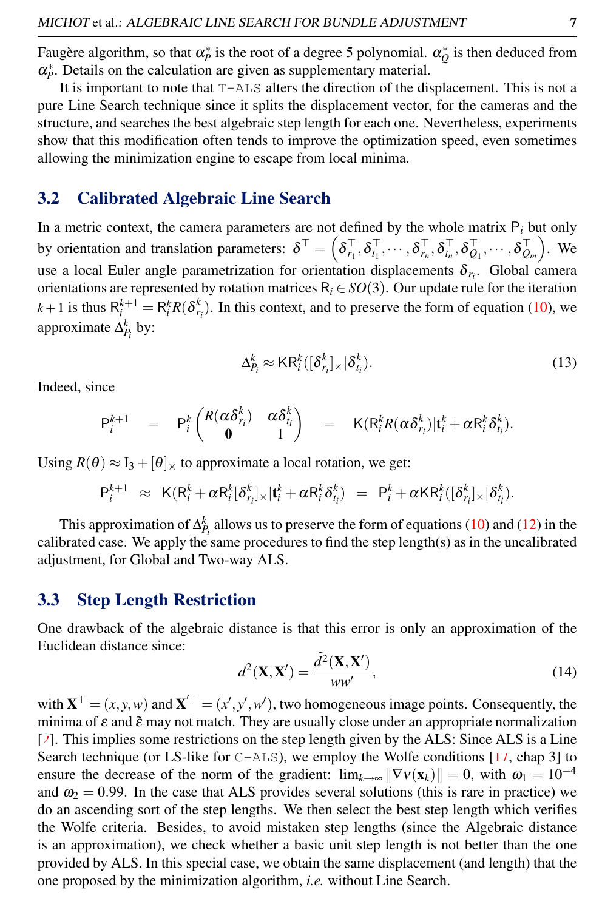Faugère algorithm, so that $\alpha_P^*$ is the root of a degree 5 polynomial. $\alpha_Q^*$ is then deduced from $\alpha_P^*$. Details on the calculation are given as supplementary material.

It is important to note that T-ALS alters the direction of the displacement. This is not a pure Line Search technique since it splits the displacement vector, for the cameras and the structure, and searches the best algebraic step length for each one. Nevertheless, experiments show that this modification often tends to improve the optimization speed, even sometimes allowing the minimization engine to escape from local minima.

## 3.2 Calibrated Algebraic Line Search

In a metric context, the camera parameters are not defined by the whole matrix $\mathsf{P}_i$ but only by orientation and translation parameters: $\delta^\top = \left(\delta_{r_1}^\top, \delta_{t_1}^\top, \cdots, \delta_{r_n}^\top, \delta_{t_n}^\top, \delta_{Q_1}^\top, \cdots, \delta_{Q_m}^\top\right)$. We use a local Euler angle parametrization for orientation displacements $\delta_{r_i}$. Global camera orientations are represented by rotation matrices $\mathsf{R}_i \in SO(3)$. Our update rule for the iteration $k+1$ is thus $\mathsf{R}_i^{k+1} = \mathsf{R}_i^k R(\delta_{r_i}^k)$. In this context, and to preserve the form of equation (10), we approximate $\Delta_{P_i}^k$ by:

$$\Delta_{P_i}^k \approx \mathsf{K}\mathsf{R}_i^k([\delta_{r_i}^k]_\times | \delta_{t_i}^k). \tag{13}$$

Indeed, since

$$\mathsf{P}_i^{k+1} \quad = \quad \mathsf{P}_i^k \begin{pmatrix} R(\alpha\delta_{r_i}^k) & \alpha\delta_{t_i}^k \\ \mathbf{0} & 1 \end{pmatrix} \quad = \quad \mathsf{K}(\mathsf{R}_i^k R(\alpha\delta_{r_i}^k) | \mathbf{t}_i^k + \alpha\mathsf{R}_i^k\delta_{t_i}^k).$$

Using $R(\theta) \approx \mathrm{I}_3 + [\theta]_\times$ to approximate a local rotation, we get:

$$\mathsf{P}_i^{k+1} \;\approx\; \mathsf{K}(\mathsf{R}_i^k + \alpha\mathsf{R}_i^k[\delta_{r_i}^k]_\times | \mathbf{t}_i^k + \alpha\mathsf{R}_i^k\delta_{t_i}^k) \;=\; \mathsf{P}_i^k + \alpha\mathsf{K}\mathsf{R}_i^k([\delta_{r_i}^k]_\times | \delta_{t_i}^k).$$

This approximation of $\Delta_{P_i}^k$ allows us to preserve the form of equations (10) and (12) in the calibrated case. We apply the same procedures to find the step length(s) as in the uncalibrated adjustment, for Global and Two-way ALS.

## 3.3 Step Length Restriction

One drawback of the algebraic distance is that this error is only an approximation of the Euclidean distance since:

$$d^2(\mathbf{X}, \mathbf{X}') = \frac{\tilde{d}^2(\mathbf{X}, \mathbf{X}')}{ww'}, \tag{14}$$

with $\mathbf{X}^\top = (x, y, w)$ and $\mathbf{X}'^\top = (x', y', w')$, two homogeneous image points. Consequently, the minima of $\varepsilon$ and $\tilde{\varepsilon}$ may not match. They are usually close under an appropriate normalization [7]. This implies some restrictions on the step length given by the ALS: Since ALS is a Line Search technique (or LS-like for G-ALS), we employ the Wolfe conditions [17, chap 3] to ensure the decrease of the norm of the gradient: $\lim_{k\to\infty} \|\nabla v(\mathbf{x}_k)\| = 0$, with $\omega_1 = 10^{-4}$ and $\omega_2 = 0.99$. In the case that ALS provides several solutions (this is rare in practice) we do an ascending sort of the step lengths. We then select the best step length which verifies the Wolfe criteria. Besides, to avoid mistaken step lengths (since the Algebraic distance is an approximation), we check whether a basic unit step length is not better than the one provided by ALS. In this special case, we obtain the same displacement (and length) that the one proposed by the minimization algorithm, *i.e.* without Line Search.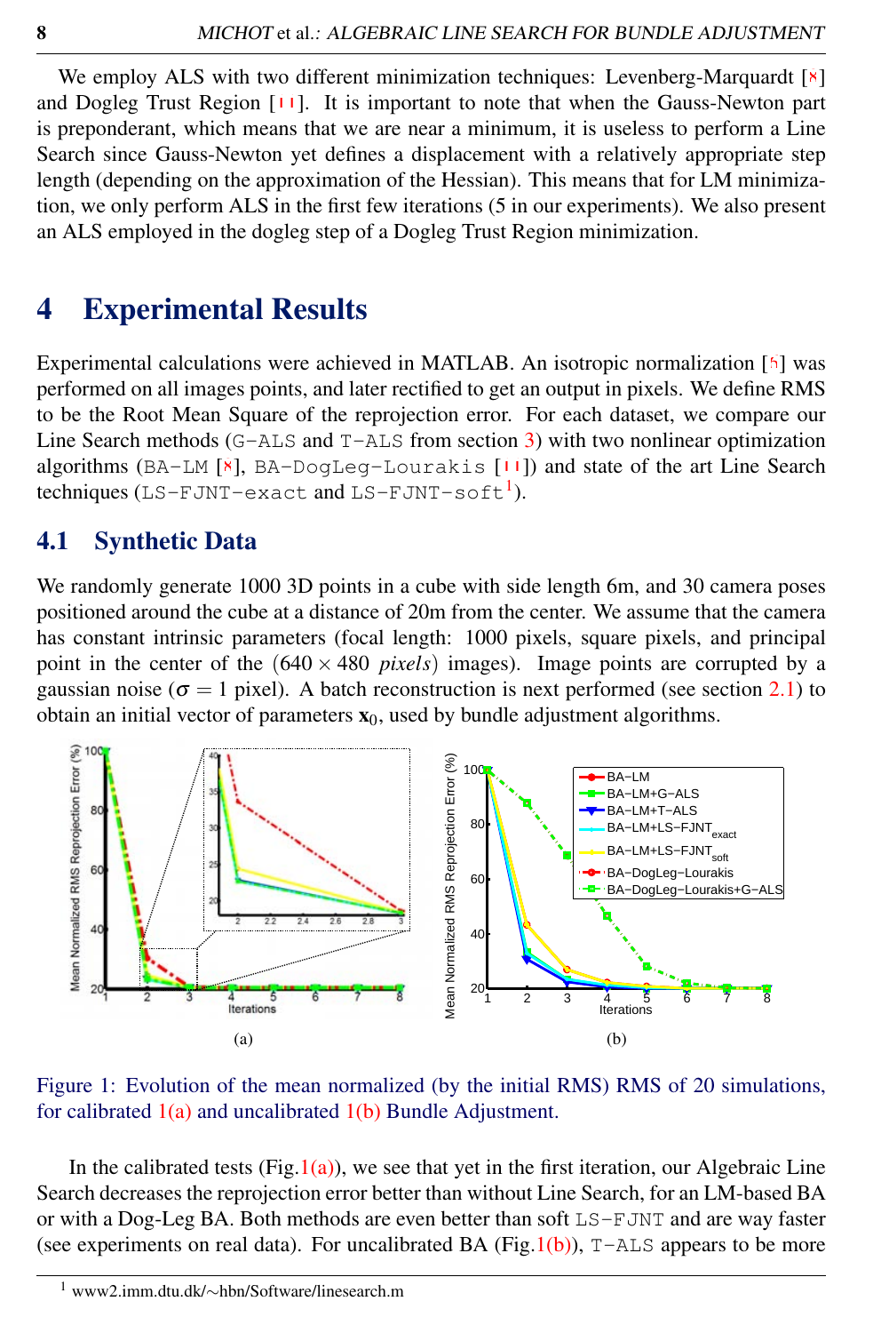We employ ALS with two different minimization techniques: Levenberg-Marquardt [8] and Dogleg Trust Region [11]. It is important to note that when the Gauss-Newton part is preponderant, which means that we are near a minimum, it is useless to perform a Line Search since Gauss-Newton yet defines a displacement with a relatively appropriate step length (depending on the approximation of the Hessian). This means that for LM minimization, we only perform ALS in the first few iterations (5 in our experiments). We also present an ALS employed in the dogleg step of a Dogleg Trust Region minimization.

# 4 Experimental Results

Experimental calculations were achieved in MATLAB. An isotropic normalization [5] was performed on all images points, and later rectified to get an output in pixels. We define RMS to be the Root Mean Square of the reprojection error. For each dataset, we compare our Line Search methods (`G-ALS` and `T-ALS` from section 3) with two nonlinear optimization algorithms (`BA-LM` [8], `BA-DogLeg-Lourakis` [11]) and state of the art Line Search techniques (`LS-FJNT-exact` and `LS-FJNT-soft`[1]).

## 4.1 Synthetic Data

We randomly generate 1000 3D points in a cube with side length 6m, and 30 camera poses positioned around the cube at a distance of 20m from the center. We assume that the camera has constant intrinsic parameters (focal length: 1000 pixels, square pixels, and principal point in the center of the $(640 \times 480\ pixels)$ images). Image points are corrupted by a gaussian noise ($\sigma = 1$ pixel). A batch reconstruction is next performed (see section 2.1) to obtain an initial vector of parameters $\mathbf{x}_0$, used by bundle adjustment algorithms.

Mean Normalized RMS Reprojection Error (%)
Iterations
(a)

Mean Normalized RMS Reprojection Error (%)
Iterations
BA−LM
BA−LM+G−ALS
BA−LM+T−ALS
BA−LM+LS−FJNT$_{exact}$
BA−LM+LS−FJNT$_{soft}$
BA−DogLeg−Lourakis
BA−DogLeg−Lourakis+G−ALS
(b)

Figure 1: Evolution of the mean normalized (by the initial RMS) RMS of 20 simulations, for calibrated 1(a) and uncalibrated 1(b) Bundle Adjustment.

In the calibrated tests (Fig.1(a)), we see that yet in the first iteration, our Algebraic Line Search decreases the reprojection error better than without Line Search, for an LM-based BA or with a Dog-Leg BA. Both methods are even better than soft `LS-FJNT` and are way faster (see experiments on real data). For uncalibrated BA (Fig.1(b)), `T-ALS` appears to be more

[1] www2.imm.dtu.dk/∼hbn/Software/linesearch.m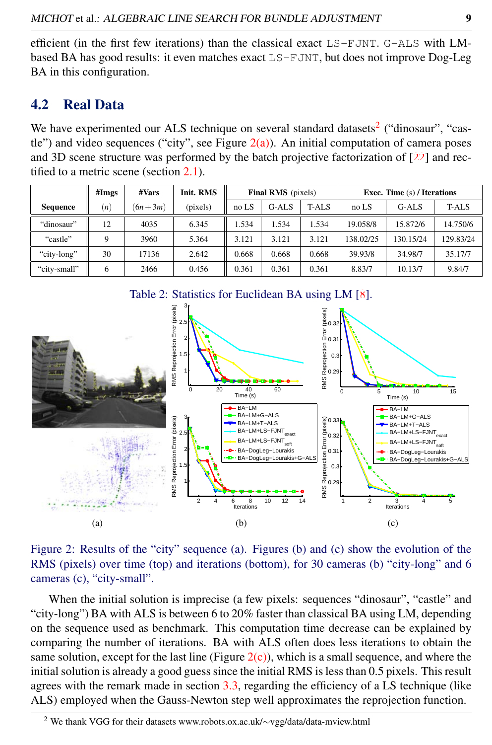efficient (in the first few iterations) than the classical exact LS-FJNT. G-ALS with LM-based BA has good results: it even matches exact LS-FJNT, but does not improve Dog-Leg BA in this configuration.

## 4.2 Real Data

We have experimented our ALS technique on several standard datasets[2] ("dinosaur", "castle") and video sequences ("city", see Figure 2(a)). An initial computation of camera poses and 3D scene structure was performed by the batch projective factorization of [??] and rectified to a metric scene (section 2.1).

| Sequence | #Imgs ($n$) | #Vars ($6n+3m$) | Init. RMS (pixels) | Final RMS (pixels) | | | Exec. Time (s) / Iterations | | |
|---|---|---|---|---|---|---|---|---|---|
| | | | | no LS | G-ALS | T-ALS | no LS | G-ALS | T-ALS |
| "dinosaur" | 12 | 4035 | 6.345 | 1.534 | 1.534 | 1.534 | 19.058/8 | 15.872/6 | 14.750/6 |
| "castle" | 9 | 3960 | 5.364 | 3.121 | 3.121 | 3.121 | 138.02/25 | 130.15/24 | 129.83/24 |
| "city-long" | 30 | 17136 | 2.642 | 0.668 | 0.668 | 0.668 | 39.93/8 | 34.98/7 | 35.17/7 |
| "city-small" | 6 | 2466 | 0.456 | 0.361 | 0.361 | 0.361 | 8.83/7 | 10.13/7 | 9.84/7 |

Table 2: Statistics for Euclidean BA using LM [8].

RMS Reprojection Error (pixels)
Time (s)
Iterations
BA−LM
BA−LM+G−ALS
BA−LM+T−ALS
BA−LM+LS−FJNT$_{exact}$
BA−LM+LS−FJNT$_{soft}$
BA−DogLeg−Lourakis
BA−DogLeg−Lourakis+G−ALS

(a) (b) (c)

Figure 2: Results of the "city" sequence (a). Figures (b) and (c) show the evolution of the RMS (pixels) over time (top) and iterations (bottom), for 30 cameras (b) "city-long" and 6 cameras (c), "city-small".

When the initial solution is imprecise (a few pixels: sequences "dinosaur", "castle" and "city-long") BA with ALS is between 6 to 20% faster than classical BA using LM, depending on the sequence used as benchmark. This computation time decrease can be explained by comparing the number of iterations. BA with ALS often does less iterations to obtain the same solution, except for the last line (Figure 2(c)), which is a small sequence, and where the initial solution is already a good guess since the initial RMS is less than 0.5 pixels. This result agrees with the remark made in section 3.3, regarding the efficiency of a LS technique (like ALS) employed when the Gauss-Newton step well approximates the reprojection function.

[2] We thank VGG for their datasets www.robots.ox.ac.uk/∼vgg/data/data-mview.html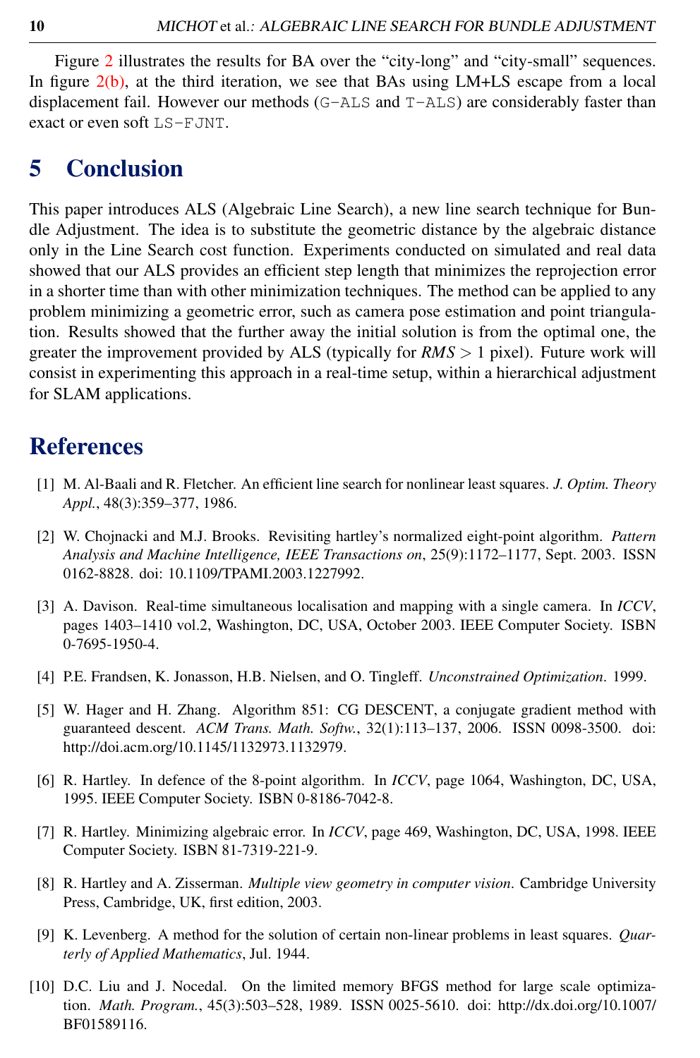Figure 2 illustrates the results for BA over the "city-long" and "city-small" sequences. In figure 2(b), at the third iteration, we see that BAs using LM+LS escape from a local displacement fail. However our methods (G-ALS and T-ALS) are considerably faster than exact or even soft LS-FJNT.

# 5 Conclusion

This paper introduces ALS (Algebraic Line Search), a new line search technique for Bundle Adjustment. The idea is to substitute the geometric distance by the algebraic distance only in the Line Search cost function. Experiments conducted on simulated and real data showed that our ALS provides an efficient step length that minimizes the reprojection error in a shorter time than with other minimization techniques. The method can be applied to any problem minimizing a geometric error, such as camera pose estimation and point triangulation. Results showed that the further away the initial solution is from the optimal one, the greater the improvement provided by ALS (typically for $RMS > 1$ pixel). Future work will consist in experimenting this approach in a real-time setup, within a hierarchical adjustment for SLAM applications.

# References

[1] M. Al-Baali and R. Fletcher. An efficient line search for nonlinear least squares. *J. Optim. Theory Appl.*, 48(3):359–377, 1986.

[2] W. Chojnacki and M.J. Brooks. Revisiting hartley's normalized eight-point algorithm. *Pattern Analysis and Machine Intelligence, IEEE Transactions on*, 25(9):1172–1177, Sept. 2003. ISSN 0162-8828. doi: 10.1109/TPAMI.2003.1227992.

[3] A. Davison. Real-time simultaneous localisation and mapping with a single camera. In *ICCV*, pages 1403–1410 vol.2, Washington, DC, USA, October 2003. IEEE Computer Society. ISBN 0-7695-1950-4.

[4] P.E. Frandsen, K. Jonasson, H.B. Nielsen, and O. Tingleff. *Unconstrained Optimization*. 1999.

[5] W. Hager and H. Zhang. Algorithm 851: CG DESCENT, a conjugate gradient method with guaranteed descent. *ACM Trans. Math. Softw.*, 32(1):113–137, 2006. ISSN 0098-3500. doi: http://doi.acm.org/10.1145/1132973.1132979.

[6] R. Hartley. In defence of the 8-point algorithm. In *ICCV*, page 1064, Washington, DC, USA, 1995. IEEE Computer Society. ISBN 0-8186-7042-8.

[7] R. Hartley. Minimizing algebraic error. In *ICCV*, page 469, Washington, DC, USA, 1998. IEEE Computer Society. ISBN 81-7319-221-9.

[8] R. Hartley and A. Zisserman. *Multiple view geometry in computer vision*. Cambridge University Press, Cambridge, UK, first edition, 2003.

[9] K. Levenberg. A method for the solution of certain non-linear problems in least squares. *Quarterly of Applied Mathematics*, Jul. 1944.

[10] D.C. Liu and J. Nocedal. On the limited memory BFGS method for large scale optimization. *Math. Program.*, 45(3):503–528, 1989. ISSN 0025-5610. doi: http://dx.doi.org/10.1007/BF01589116.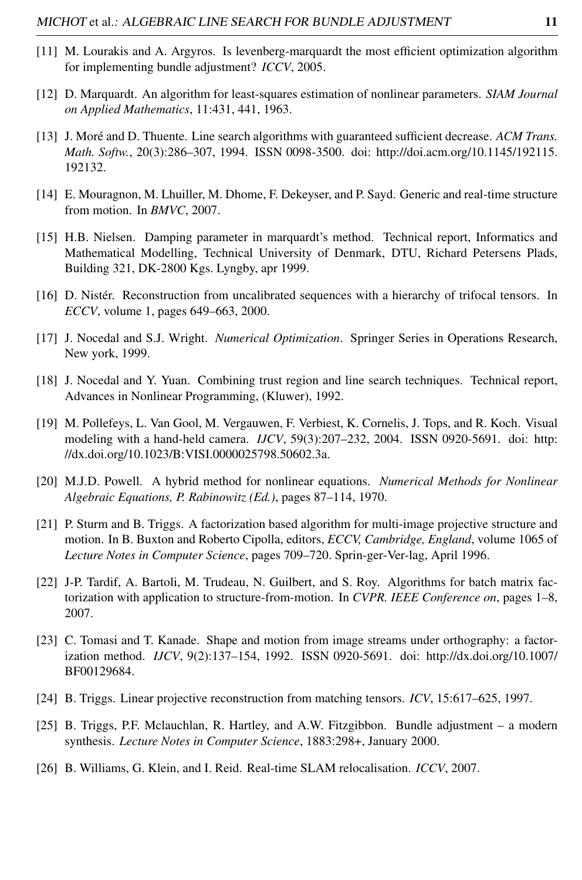[11] M. Lourakis and A. Argyros. Is levenberg-marquardt the most efficient optimization algorithm for implementing bundle adjustment? *ICCV*, 2005.

[12] D. Marquardt. An algorithm for least-squares estimation of nonlinear parameters. *SIAM Journal on Applied Mathematics*, 11:431, 441, 1963.

[13] J. Moré and D. Thuente. Line search algorithms with guaranteed sufficient decrease. *ACM Trans. Math. Softw.*, 20(3):286–307, 1994. ISSN 0098-3500. doi: http://doi.acm.org/10.1145/192115.192132.

[14] E. Mouragnon, M. Lhuiller, M. Dhome, F. Dekeyser, and P. Sayd. Generic and real-time structure from motion. In *BMVC*, 2007.

[15] H.B. Nielsen. Damping parameter in marquardt's method. Technical report, Informatics and Mathematical Modelling, Technical University of Denmark, DTU, Richard Petersens Plads, Building 321, DK-2800 Kgs. Lyngby, apr 1999.

[16] D. Nistér. Reconstruction from uncalibrated sequences with a hierarchy of trifocal tensors. In *ECCV*, volume 1, pages 649–663, 2000.

[17] J. Nocedal and S.J. Wright. *Numerical Optimization*. Springer Series in Operations Research, New york, 1999.

[18] J. Nocedal and Y. Yuan. Combining trust region and line search techniques. Technical report, Advances in Nonlinear Programming, (Kluwer), 1992.

[19] M. Pollefeys, L. Van Gool, M. Vergauwen, F. Verbiest, K. Cornelis, J. Tops, and R. Koch. Visual modeling with a hand-held camera. *IJCV*, 59(3):207–232, 2004. ISSN 0920-5691. doi: http://dx.doi.org/10.1023/B:VISI.0000025798.50602.3a.

[20] M.J.D. Powell. A hybrid method for nonlinear equations. *Numerical Methods for Nonlinear Algebraic Equations, P. Rabinowitz (Ed.)*, pages 87–114, 1970.

[21] P. Sturm and B. Triggs. A factorization based algorithm for multi-image projective structure and motion. In B. Buxton and Roberto Cipolla, editors, *ECCV, Cambridge, England*, volume 1065 of *Lecture Notes in Computer Science*, pages 709–720. Sprin-ger-Ver-lag, April 1996.

[22] J-P. Tardif, A. Bartoli, M. Trudeau, N. Guilbert, and S. Roy. Algorithms for batch matrix factorization with application to structure-from-motion. In *CVPR. IEEE Conference on*, pages 1–8, 2007.

[23] C. Tomasi and T. Kanade. Shape and motion from image streams under orthography: a factorization method. *IJCV*, 9(2):137–154, 1992. ISSN 0920-5691. doi: http://dx.doi.org/10.1007/BF00129684.

[24] B. Triggs. Linear projective reconstruction from matching tensors. *ICV*, 15:617–625, 1997.

[25] B. Triggs, P.F. Mclauchlan, R. Hartley, and A.W. Fitzgibbon. Bundle adjustment – a modern synthesis. *Lecture Notes in Computer Science*, 1883:298+, January 2000.

[26] B. Williams, G. Klein, and I. Reid. Real-time SLAM relocalisation. *ICCV*, 2007.